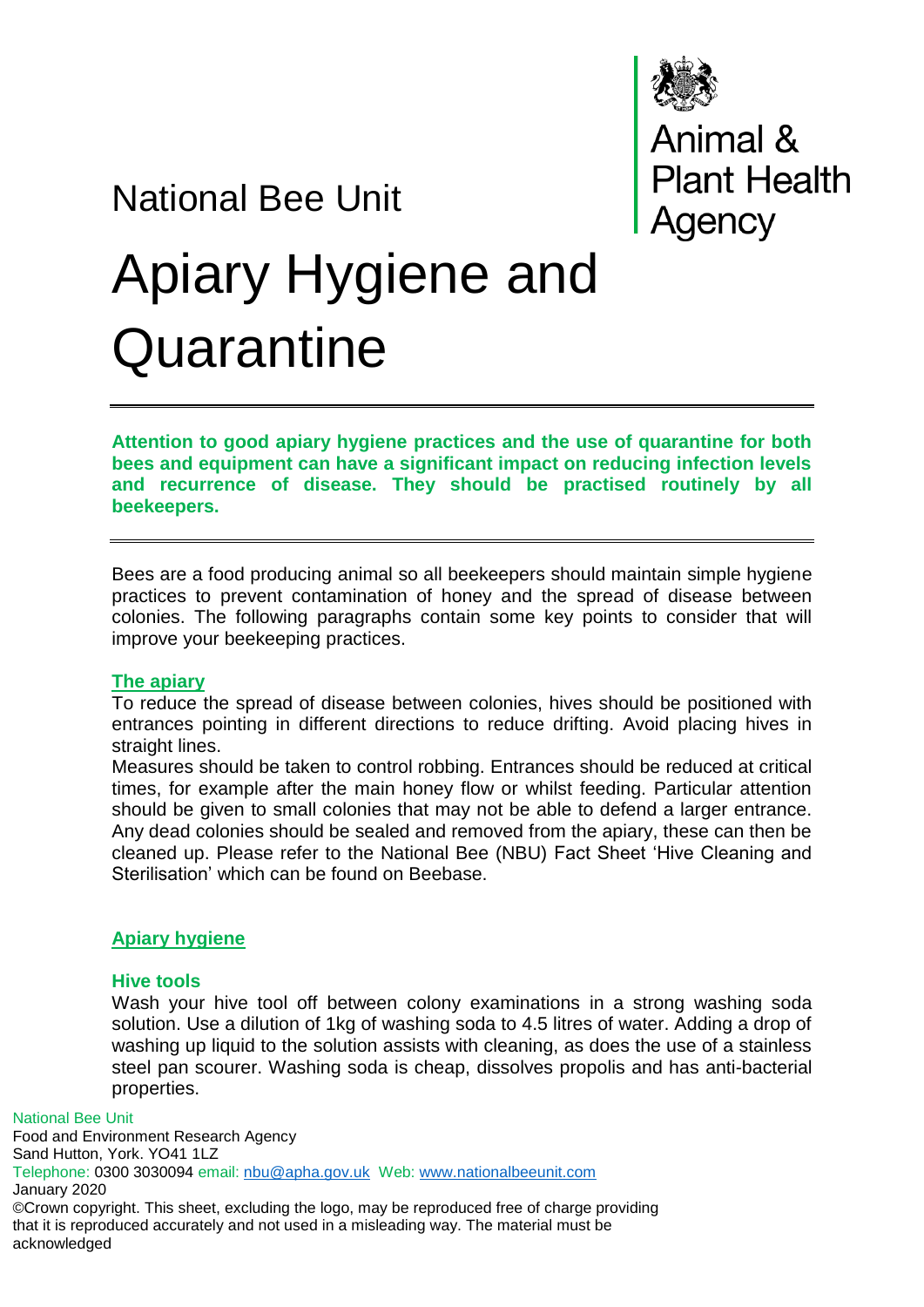National Bee Unit

Animal & Plant Health Agency

# Apiary Hygiene and Quarantine

**Attention to good apiary hygiene practices and the use of quarantine for both bees and equipment can have a significant impact on reducing infection levels and recurrence of disease. They should be practised routinely by all beekeepers.**

Bees are a food producing animal so all beekeepers should maintain simple hygiene practices to prevent contamination of honey and the spread of disease between colonies. The following paragraphs contain some key points to consider that will improve your beekeeping practices.

## The apiary

To reduce the spread of disease between colonies, hives should be positioned with entrances pointing in different directions to reduce drifting. Avoid placing hives in straight lines.

Measures should be taken to control robbing. Entrances should be reduced at critical times, for example after the main honey flow or whilst feeding. Particular attention should be given to small colonies that may not be able to defend a larger entrance. Any dead colonies should be sealed and removed from the apiary, these can then be cleaned up. Please refer to the National Bee (NBU) Fact Sheet 'Hive Cleaning and Sterilisation' which can be found on Beebase.

## Apiary hygiene

### Hive tools

Wash your hive tool off between colony examinations in a strong washing soda solution. Use a dilution of 1kg of washing soda to 4.5 litres of water. Adding a drop of washing up liquid to the solution assists with cleaning, as does the use of a stainless steel pan scourer. Washing soda is cheap, dissolves propolis and has anti-bacterial properties.

National Bee Unit
Food and Environment Research Agency
Sand Hutton, York. YO41 1LZ
Telephone: 0300 3030094 email: nbu@apha.gov.uk Web: www.nationalbeeunit.com
January 2020
©Crown copyright. This sheet, excluding the logo, may be reproduced free of charge providing that it is reproduced accurately and not used in a misleading way. The material must be acknowledged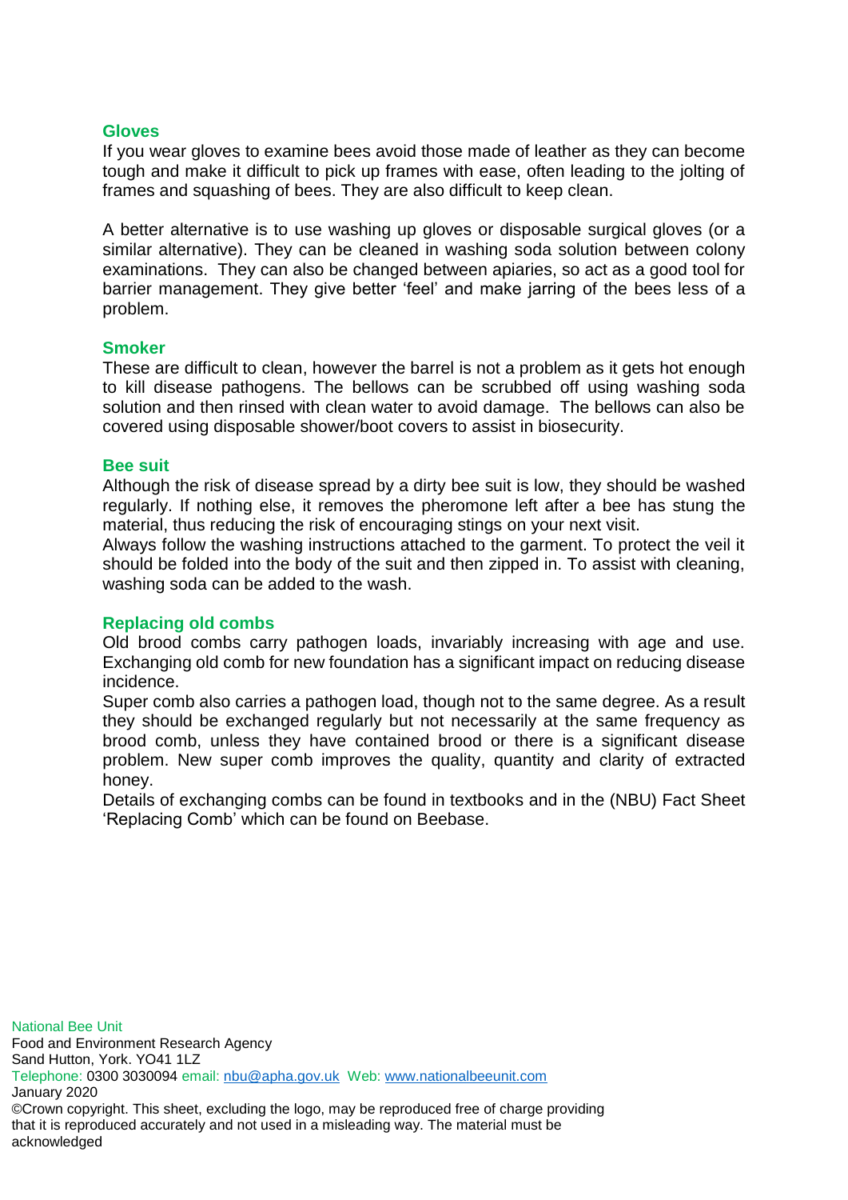### Gloves

If you wear gloves to examine bees avoid those made of leather as they can become tough and make it difficult to pick up frames with ease, often leading to the jolting of frames and squashing of bees. They are also difficult to keep clean.

A better alternative is to use washing up gloves or disposable surgical gloves (or a similar alternative). They can be cleaned in washing soda solution between colony examinations. They can also be changed between apiaries, so act as a good tool for barrier management. They give better 'feel' and make jarring of the bees less of a problem.

### Smoker

These are difficult to clean, however the barrel is not a problem as it gets hot enough to kill disease pathogens. The bellows can be scrubbed off using washing soda solution and then rinsed with clean water to avoid damage. The bellows can also be covered using disposable shower/boot covers to assist in biosecurity.

### Bee suit

Although the risk of disease spread by a dirty bee suit is low, they should be washed regularly. If nothing else, it removes the pheromone left after a bee has stung the material, thus reducing the risk of encouraging stings on your next visit.

Always follow the washing instructions attached to the garment. To protect the veil it should be folded into the body of the suit and then zipped in. To assist with cleaning, washing soda can be added to the wash.

### Replacing old combs

Old brood combs carry pathogen loads, invariably increasing with age and use. Exchanging old comb for new foundation has a significant impact on reducing disease incidence.

Super comb also carries a pathogen load, though not to the same degree. As a result they should be exchanged regularly but not necessarily at the same frequency as brood comb, unless they have contained brood or there is a significant disease problem. New super comb improves the quality, quantity and clarity of extracted honey.

Details of exchanging combs can be found in textbooks and in the (NBU) Fact Sheet 'Replacing Comb' which can be found on Beebase.

National Bee Unit
Food and Environment Research Agency
Sand Hutton, York. YO41 1LZ
Telephone: 0300 3030094 email: nbu@apha.gov.uk Web: www.nationalbeeunit.com
January 2020
©Crown copyright. This sheet, excluding the logo, may be reproduced free of charge providing that it is reproduced accurately and not used in a misleading way. The material must be acknowledged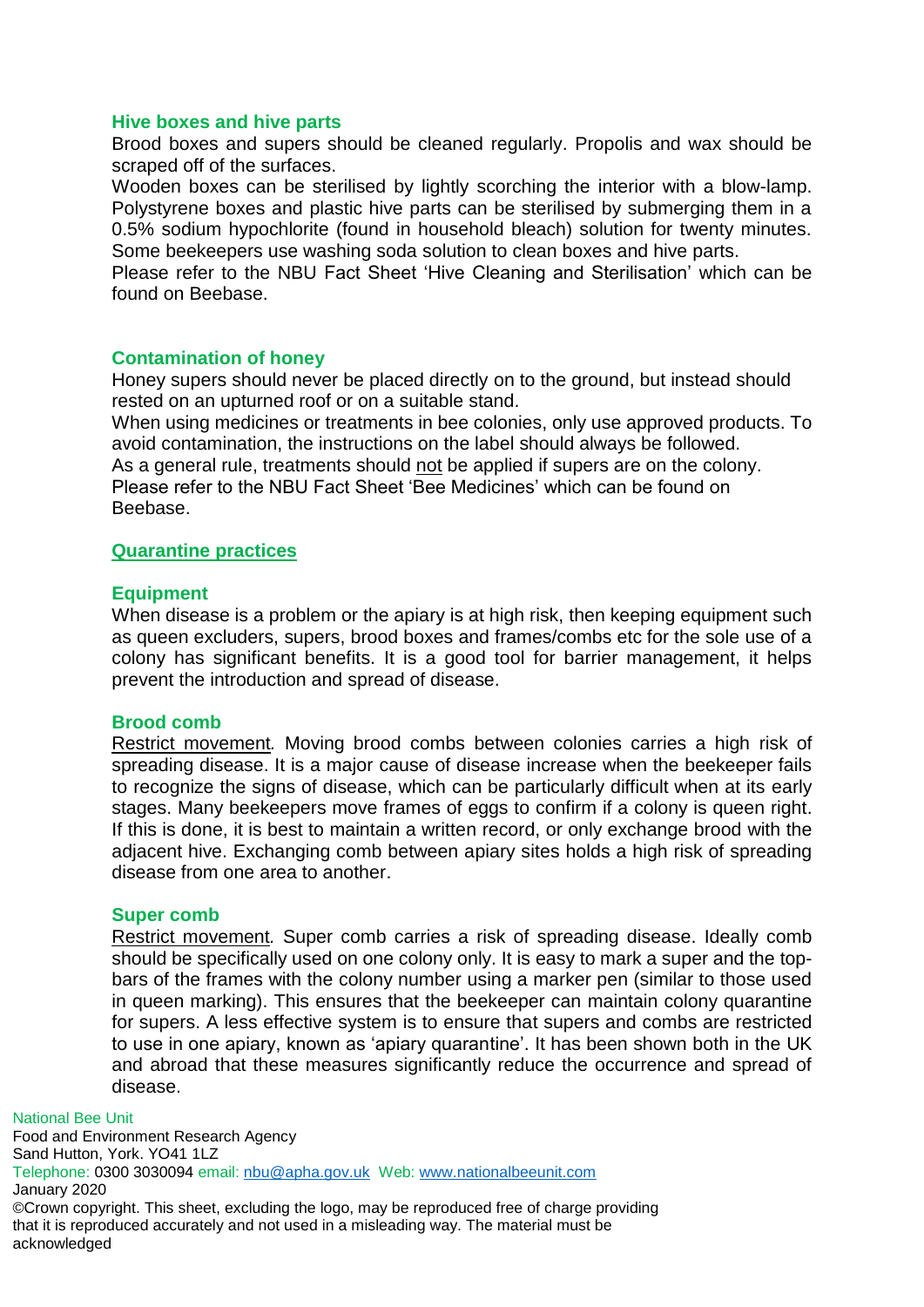### Hive boxes and hive parts

Brood boxes and supers should be cleaned regularly. Propolis and wax should be scraped off of the surfaces.

Wooden boxes can be sterilised by lightly scorching the interior with a blow-lamp. Polystyrene boxes and plastic hive parts can be sterilised by submerging them in a 0.5% sodium hypochlorite (found in household bleach) solution for twenty minutes. Some beekeepers use washing soda solution to clean boxes and hive parts.

Please refer to the NBU Fact Sheet 'Hive Cleaning and Sterilisation' which can be found on Beebase.

### Contamination of honey

Honey supers should never be placed directly on to the ground, but instead should rested on an upturned roof or on a suitable stand.

When using medicines or treatments in bee colonies, only use approved products. To avoid contamination, the instructions on the label should always be followed.

As a general rule, treatments should not be applied if supers are on the colony.

Please refer to the NBU Fact Sheet 'Bee Medicines' which can be found on Beebase.

## Quarantine practices

### Equipment

When disease is a problem or the apiary is at high risk, then keeping equipment such as queen excluders, supers, brood boxes and frames/combs etc for the sole use of a colony has significant benefits. It is a good tool for barrier management, it helps prevent the introduction and spread of disease.

### Brood comb

Restrict movement. Moving brood combs between colonies carries a high risk of spreading disease. It is a major cause of disease increase when the beekeeper fails to recognize the signs of disease, which can be particularly difficult when at its early stages. Many beekeepers move frames of eggs to confirm if a colony is queen right. If this is done, it is best to maintain a written record, or only exchange brood with the adjacent hive. Exchanging comb between apiary sites holds a high risk of spreading disease from one area to another.

### Super comb

Restrict movement. Super comb carries a risk of spreading disease. Ideally comb should be specifically used on one colony only. It is easy to mark a super and the top-bars of the frames with the colony number using a marker pen (similar to those used in queen marking). This ensures that the beekeeper can maintain colony quarantine for supers. A less effective system is to ensure that supers and combs are restricted to use in one apiary, known as 'apiary quarantine'. It has been shown both in the UK and abroad that these measures significantly reduce the occurrence and spread of disease.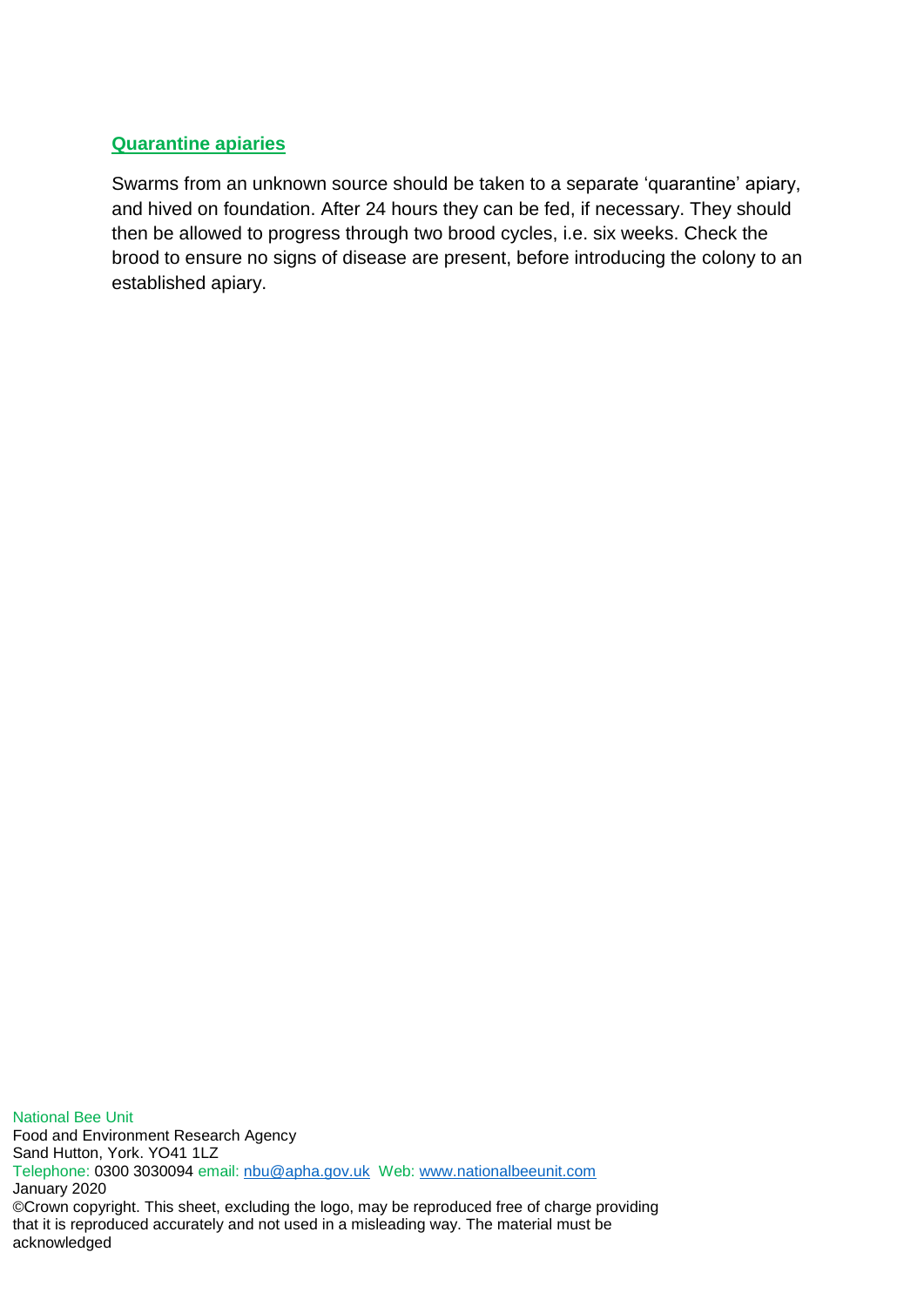## Quarantine apiaries

Swarms from an unknown source should be taken to a separate 'quarantine' apiary, and hived on foundation. After 24 hours they can be fed, if necessary. They should then be allowed to progress through two brood cycles, i.e. six weeks. Check the brood to ensure no signs of disease are present, before introducing the colony to an established apiary.

National Bee Unit
Food and Environment Research Agency
Sand Hutton, York. YO41 1LZ
Telephone: 0300 3030094 email: nbu@apha.gov.uk Web: www.nationalbeeunit.com
January 2020
©Crown copyright. This sheet, excluding the logo, may be reproduced free of charge providing that it is reproduced accurately and not used in a misleading way. The material must be acknowledged